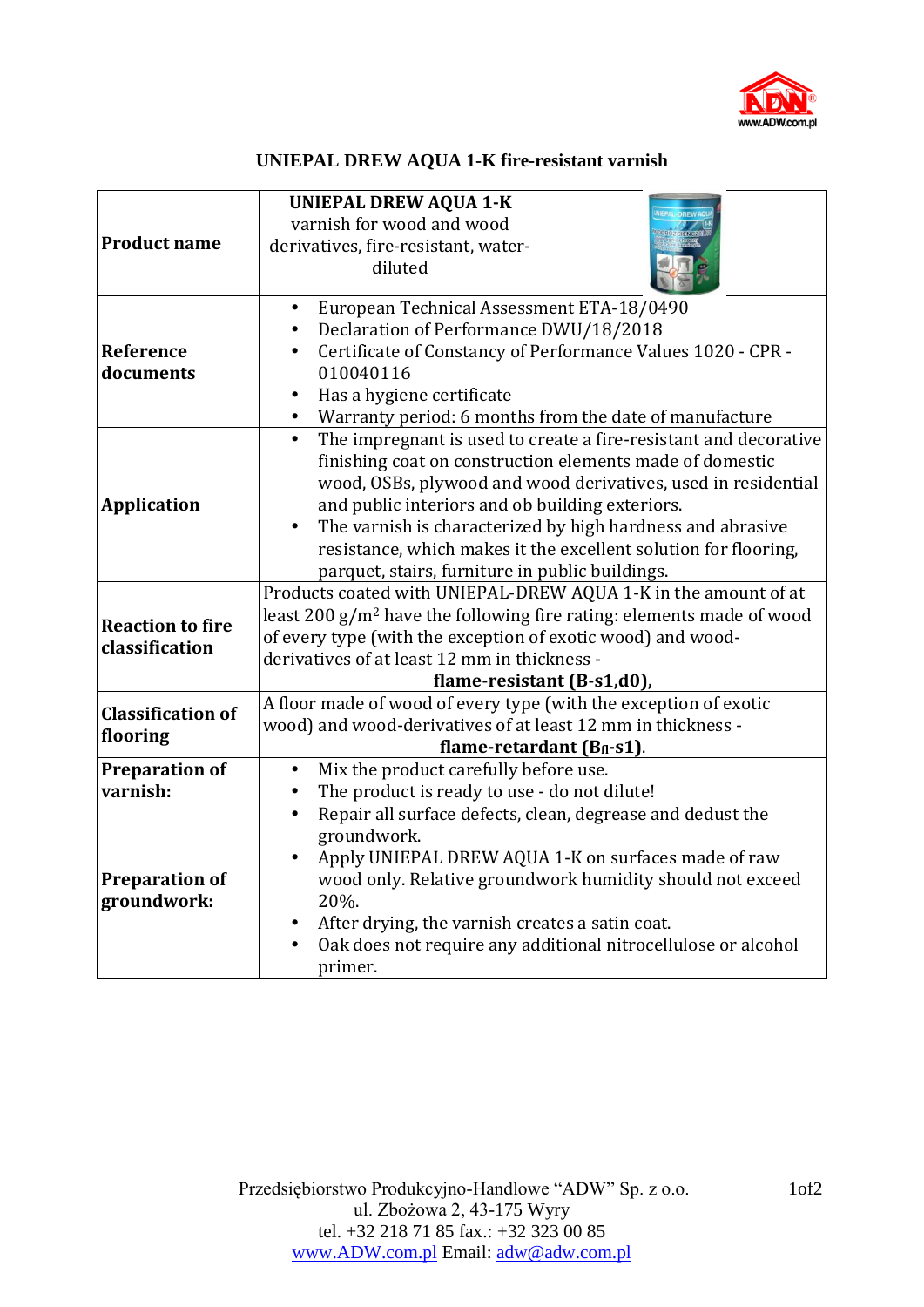# UNIEPAL DREW AQUA 1-K fire-resistant varnish

| | |
|---|---|
| **Product name** | **UNIEPAL DREW AQUA 1-K** varnish for wood and wood derivatives, fire-resistant, water-diluted |
| **Reference documents** | • European Technical Assessment ETA-18/0490<br>• Declaration of Performance DWU/18/2018<br>• Certificate of Constancy of Performance Values 1020 - CPR - 010040116<br>• Has a hygiene certificate<br>• Warranty period: 6 months from the date of manufacture |
| **Application** | • The impregnant is used to create a fire-resistant and decorative finishing coat on construction elements made of domestic wood, OSBs, plywood and wood derivatives, used in residential and public interiors and ob building exteriors.<br>• The varnish is characterized by high hardness and abrasive resistance, which makes it the excellent solution for flooring, parquet, stairs, furniture in public buildings. |
| **Reaction to fire classification** | Products coated with UNIEPAL-DREW AQUA 1-K in the amount of at least 200 g/m² have the following fire rating: elements made of wood of every type (with the exception of exotic wood) and wood-derivatives of at least 12 mm in thickness - **flame-resistant (B-s1,d0),** |
| **Classification of flooring** | A floor made of wood of every type (with the exception of exotic wood) and wood-derivatives of at least 12 mm in thickness - **flame-retardant ($B_{fl}$-s1)**. |
| **Preparation of varnish:** | • Mix the product carefully before use.<br>• The product is ready to use - do not dilute! |
| **Preparation of groundwork:** | • Repair all surface defects, clean, degrease and dedust the groundwork.<br>• Apply UNIEPAL DREW AQUA 1-K on surfaces made of raw wood only. Relative groundwork humidity should not exceed 20%.<br>• After drying, the varnish creates a satin coat.<br>• Oak does not require any additional nitrocellulose or alcohol primer. |

Przedsiębiorstwo Produkcyjno-Handlowe "ADW" Sp. z o.o.
ul. Zbożowa 2, 43-175 Wyry
tel. +32 218 71 85 fax.: +32 323 00 85
www.ADW.com.pl Email: adw@adw.com.pl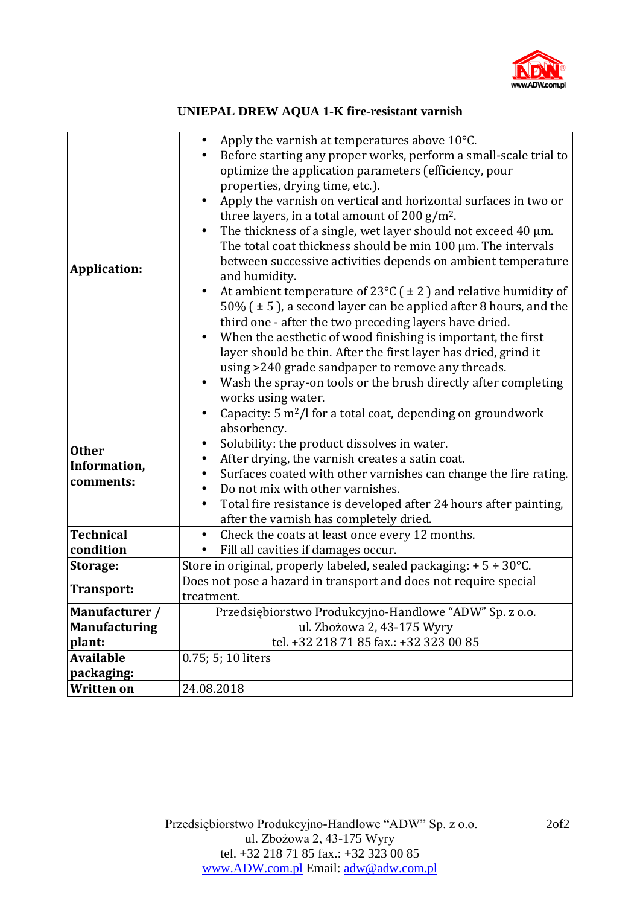**UNIEPAL DREW AQUA 1-K fire-resistant varnish**

| | |
|---|---|
| **Application:** | • Apply the varnish at temperatures above 10°C.<br>• Before starting any proper works, perform a small-scale trial to optimize the application parameters (efficiency, pour properties, drying time, etc.).<br>• Apply the varnish on vertical and horizontal surfaces in two or three layers, in a total amount of 200 g/m$^2$.<br>• The thickness of a single, wet layer should not exceed 40 µm. The total coat thickness should be min 100 µm. The intervals between successive activities depends on ambient temperature and humidity.<br>• At ambient temperature of 23°C ( ± 2 ) and relative humidity of 50% ( ± 5 ), a second layer can be applied after 8 hours, and the third one - after the two preceding layers have dried.<br>• When the aesthetic of wood finishing is important, the first layer should be thin. After the first layer has dried, grind it using >240 grade sandpaper to remove any threads.<br>• Wash the spray-on tools or the brush directly after completing works using water. |
| **Other Information, comments:** | • Capacity: 5 m$^2$/l for a total coat, depending on groundwork absorbency.<br>• Solubility: the product dissolves in water.<br>• After drying, the varnish creates a satin coat.<br>• Surfaces coated with other varnishes can change the fire rating.<br>• Do not mix with other varnishes.<br>• Total fire resistance is developed after 24 hours after painting, after the varnish has completely dried. |
| **Technical condition** | • Check the coats at least once every 12 months.<br>• Fill all cavities if damages occur. |
| **Storage:** | Store in original, properly labeled, sealed packaging: + 5 ÷ 30°C. |
| **Transport:** | Does not pose a hazard in transport and does not require special treatment. |
| **Manufacturer / Manufacturing plant:** | Przedsiębiorstwo Produkcyjno-Handlowe "ADW" Sp. z o.o.<br>ul. Zbożowa 2, 43-175 Wyry<br>tel. +32 218 71 85 fax.: +32 323 00 85 |
| **Available packaging:** | 0.75; 5; 10 liters |
| **Written on** | 24.08.2018 |

Przedsiębiorstwo Produkcyjno-Handlowe "ADW" Sp. z o.o.
ul. Zbożowa 2, 43-175 Wyry
tel. +32 218 71 85 fax.: +32 323 00 85
www.ADW.com.pl Email: adw@adw.com.pl